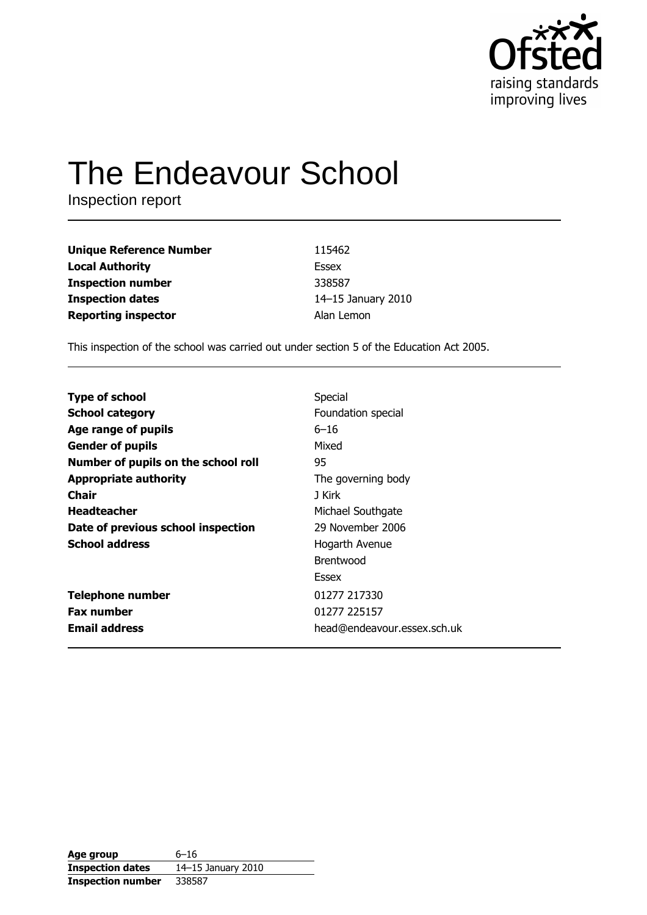Ofsted
raising standards
improving lives

# The Endeavour School

Inspection report

| | |
|---|---|
| **Unique Reference Number** | 115462 |
| **Local Authority** | Essex |
| **Inspection number** | 338587 |
| **Inspection dates** | 14–15 January 2010 |
| **Reporting inspector** | Alan Lemon |

This inspection of the school was carried out under section 5 of the Education Act 2005.

| | |
|---|---|
| **Type of school** | Special |
| **School category** | Foundation special |
| **Age range of pupils** | 6–16 |
| **Gender of pupils** | Mixed |
| **Number of pupils on the school roll** | 95 |
| **Appropriate authority** | The governing body |
| **Chair** | J Kirk |
| **Headteacher** | Michael Southgate |
| **Date of previous school inspection** | 29 November 2006 |
| **School address** | Hogarth Avenue<br>Brentwood<br>Essex |
| **Telephone number** | 01277 217330 |
| **Fax number** | 01277 225157 |
| **Email address** | head@endeavour.essex.sch.uk |

| | |
|---|---|
| **Age group** | 6–16 |
| **Inspection dates** | 14–15 January 2010 |
| **Inspection number** | 338587 |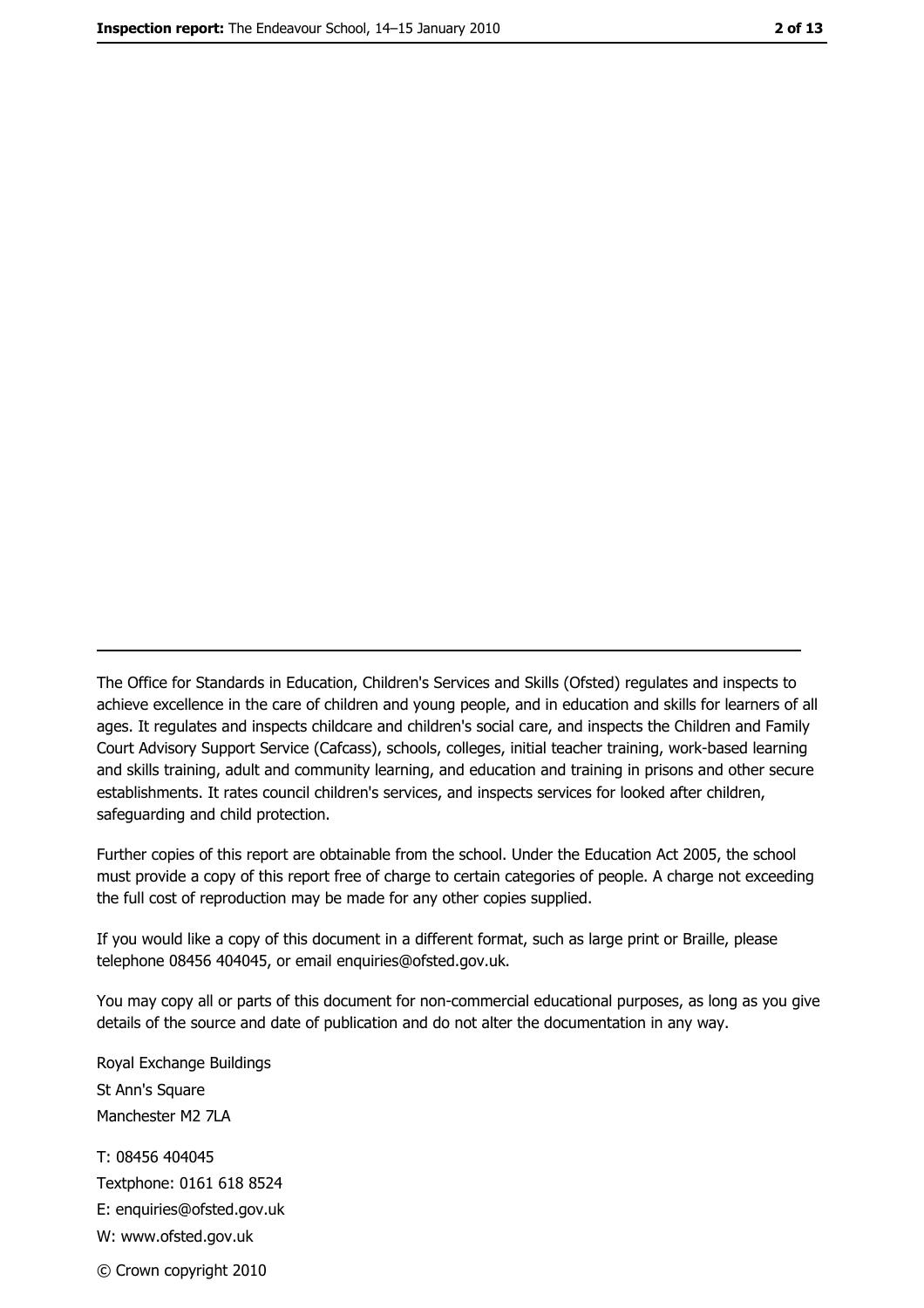The Office for Standards in Education, Children's Services and Skills (Ofsted) regulates and inspects to achieve excellence in the care of children and young people, and in education and skills for learners of all ages. It regulates and inspects childcare and children's social care, and inspects the Children and Family Court Advisory Support Service (Cafcass), schools, colleges, initial teacher training, work-based learning and skills training, adult and community learning, and education and training in prisons and other secure establishments. It rates council children's services, and inspects services for looked after children, safeguarding and child protection.

Further copies of this report are obtainable from the school. Under the Education Act 2005, the school must provide a copy of this report free of charge to certain categories of people. A charge not exceeding the full cost of reproduction may be made for any other copies supplied.

If you would like a copy of this document in a different format, such as large print or Braille, please telephone 08456 404045, or email enquiries@ofsted.gov.uk.

You may copy all or parts of this document for non-commercial educational purposes, as long as you give details of the source and date of publication and do not alter the documentation in any way.

Royal Exchange Buildings
St Ann's Square
Manchester M2 7LA

T: 08456 404045
Textphone: 0161 618 8524
E: enquiries@ofsted.gov.uk
W: www.ofsted.gov.uk

© Crown copyright 2010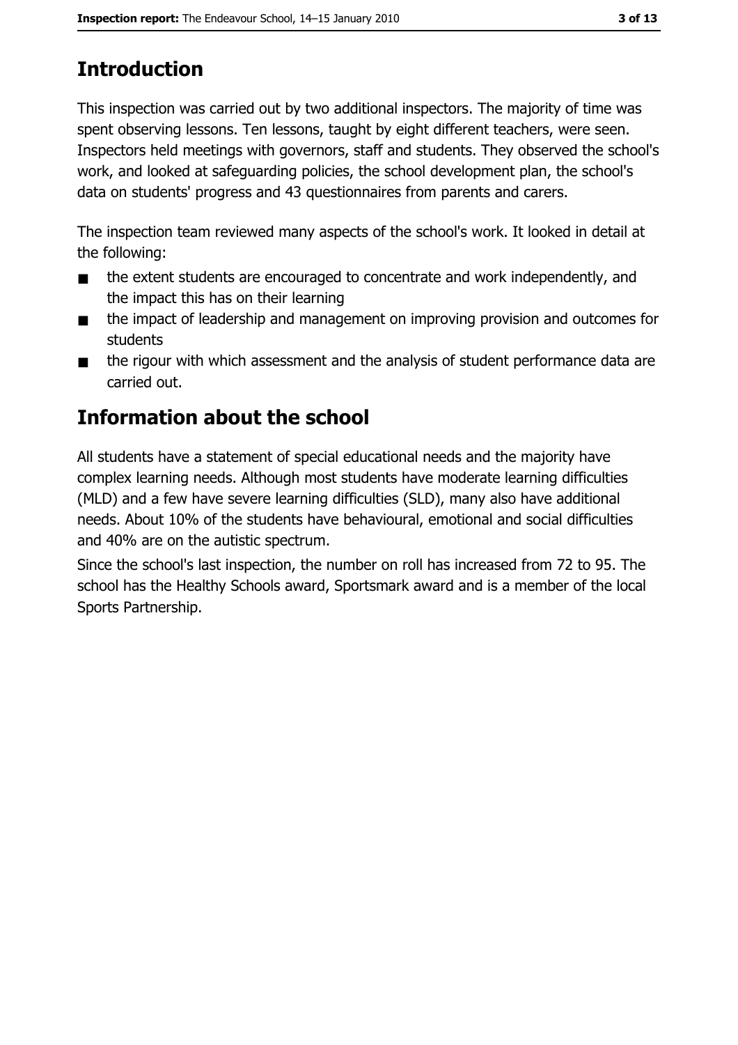# Introduction

This inspection was carried out by two additional inspectors. The majority of time was spent observing lessons. Ten lessons, taught by eight different teachers, were seen. Inspectors held meetings with governors, staff and students. They observed the school's work, and looked at safeguarding policies, the school development plan, the school's data on students' progress and 43 questionnaires from parents and carers.

The inspection team reviewed many aspects of the school's work. It looked in detail at the following:

- the extent students are encouraged to concentrate and work independently, and the impact this has on their learning
- the impact of leadership and management on improving provision and outcomes for students
- the rigour with which assessment and the analysis of student performance data are carried out.

# Information about the school

All students have a statement of special educational needs and the majority have complex learning needs. Although most students have moderate learning difficulties (MLD) and a few have severe learning difficulties (SLD), many also have additional needs. About 10% of the students have behavioural, emotional and social difficulties and 40% are on the autistic spectrum.

Since the school's last inspection, the number on roll has increased from 72 to 95. The school has the Healthy Schools award, Sportsmark award and is a member of the local Sports Partnership.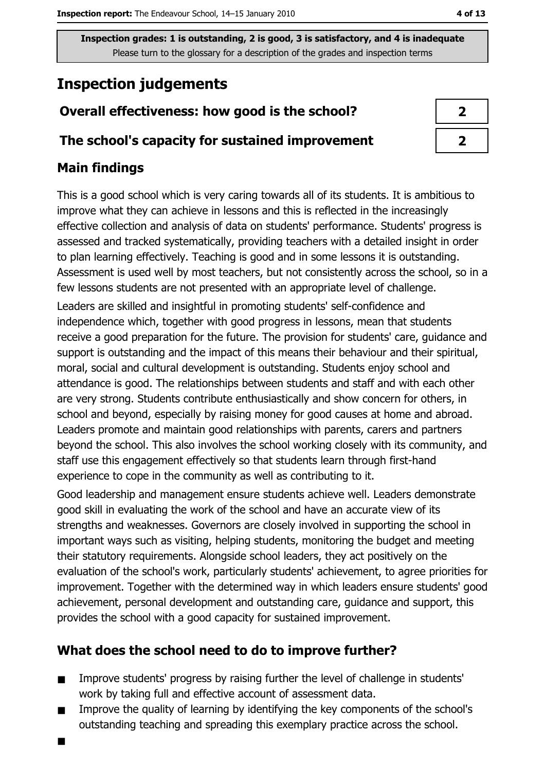**Inspection grades: 1 is outstanding, 2 is good, 3 is satisfactory, and 4 is inadequate**
Please turn to the glossary for a description of the grades and inspection terms

# Inspection judgements

| | |
|---|---|
| **Overall effectiveness: how good is the school?** | **2** |
| **The school's capacity for sustained improvement** | **2** |

## Main findings

This is a good school which is very caring towards all of its students. It is ambitious to improve what they can achieve in lessons and this is reflected in the increasingly effective collection and analysis of data on students' performance. Students' progress is assessed and tracked systematically, providing teachers with a detailed insight in order to plan learning effectively. Teaching is good and in some lessons it is outstanding. Assessment is used well by most teachers, but not consistently across the school, so in a few lessons students are not presented with an appropriate level of challenge.

Leaders are skilled and insightful in promoting students' self-confidence and independence which, together with good progress in lessons, mean that students receive a good preparation for the future. The provision for students' care, guidance and support is outstanding and the impact of this means their behaviour and their spiritual, moral, social and cultural development is outstanding. Students enjoy school and attendance is good. The relationships between students and staff and with each other are very strong. Students contribute enthusiastically and show concern for others, in school and beyond, especially by raising money for good causes at home and abroad. Leaders promote and maintain good relationships with parents, carers and partners beyond the school. This also involves the school working closely with its community, and staff use this engagement effectively so that students learn through first-hand experience to cope in the community as well as contributing to it.

Good leadership and management ensure students achieve well. Leaders demonstrate good skill in evaluating the work of the school and have an accurate view of its strengths and weaknesses. Governors are closely involved in supporting the school in important ways such as visiting, helping students, monitoring the budget and meeting their statutory requirements. Alongside school leaders, they act positively on the evaluation of the school's work, particularly students' achievement, to agree priorities for improvement. Together with the determined way in which leaders ensure students' good achievement, personal development and outstanding care, guidance and support, this provides the school with a good capacity for sustained improvement.

## What does the school need to do to improve further?

- Improve students' progress by raising further the level of challenge in students' work by taking full and effective account of assessment data.
- Improve the quality of learning by identifying the key components of the school's outstanding teaching and spreading this exemplary practice across the school.
-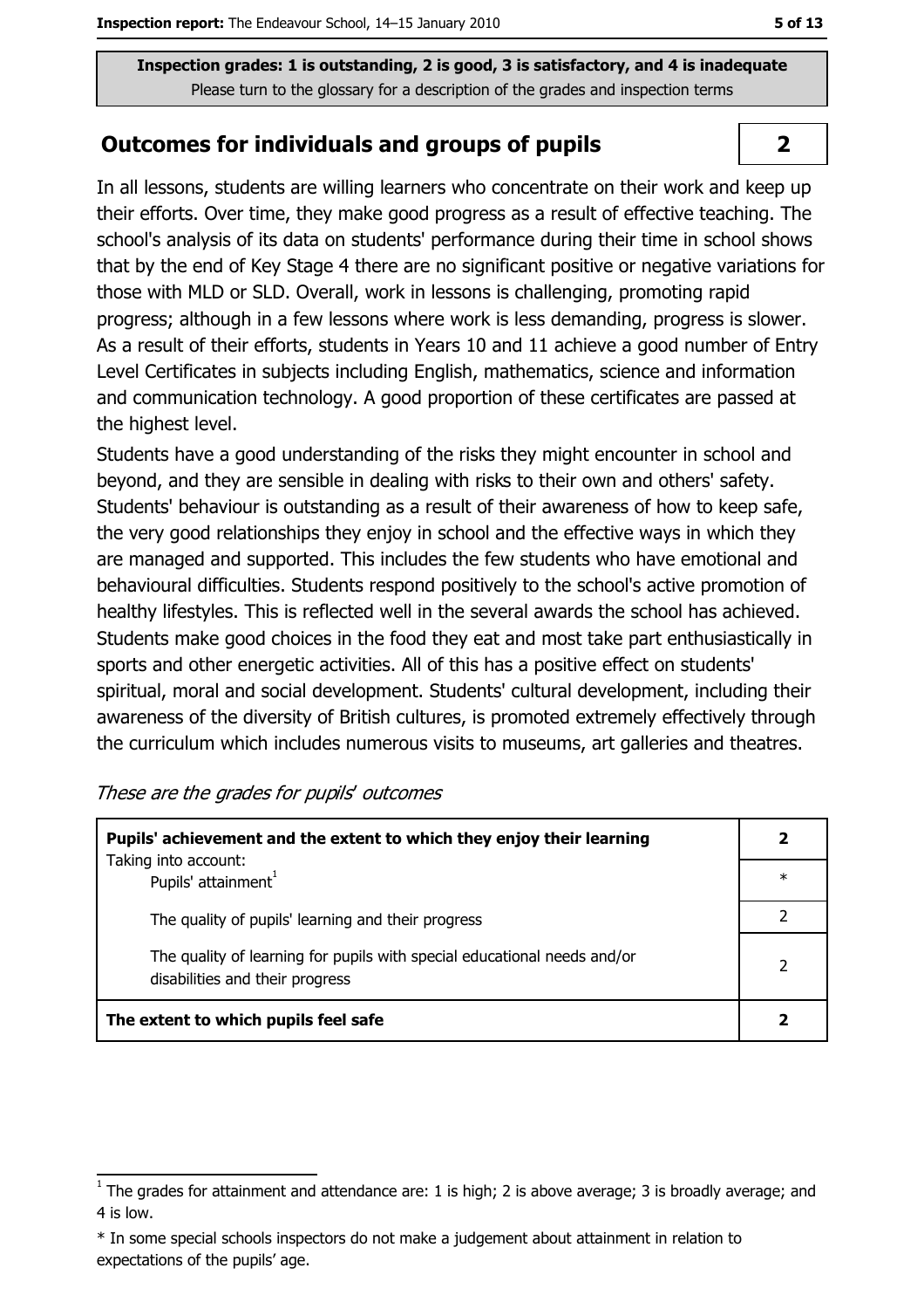**Inspection grades: 1 is outstanding, 2 is good, 3 is satisfactory, and 4 is inadequate**
Please turn to the glossary for a description of the grades and inspection terms

## Outcomes for individuals and groups of pupils

**2**

In all lessons, students are willing learners who concentrate on their work and keep up their efforts. Over time, they make good progress as a result of effective teaching. The school's analysis of its data on students' performance during their time in school shows that by the end of Key Stage 4 there are no significant positive or negative variations for those with MLD or SLD. Overall, work in lessons is challenging, promoting rapid progress; although in a few lessons where work is less demanding, progress is slower. As a result of their efforts, students in Years 10 and 11 achieve a good number of Entry Level Certificates in subjects including English, mathematics, science and information and communication technology. A good proportion of these certificates are passed at the highest level.

Students have a good understanding of the risks they might encounter in school and beyond, and they are sensible in dealing with risks to their own and others' safety. Students' behaviour is outstanding as a result of their awareness of how to keep safe, the very good relationships they enjoy in school and the effective ways in which they are managed and supported. This includes the few students who have emotional and behavioural difficulties. Students respond positively to the school's active promotion of healthy lifestyles. This is reflected well in the several awards the school has achieved. Students make good choices in the food they eat and most take part enthusiastically in sports and other energetic activities. All of this has a positive effect on students' spiritual, moral and social development. Students' cultural development, including their awareness of the diversity of British cultures, is promoted extremely effectively through the curriculum which includes numerous visits to museums, art galleries and theatres.

*These are the grades for pupils' outcomes*

| | |
|---|---|
| **Pupils' achievement and the extent to which they enjoy their learning** | **2** |
| Taking into account: Pupils' attainment[1] | * |
| The quality of pupils' learning and their progress | 2 |
| The quality of learning for pupils with special educational needs and/or disabilities and their progress | 2 |
| **The extent to which pupils feel safe** | **2** |

[1] The grades for attainment and attendance are: 1 is high; 2 is above average; 3 is broadly average; and 4 is low.

* In some special schools inspectors do not make a judgement about attainment in relation to expectations of the pupils' age.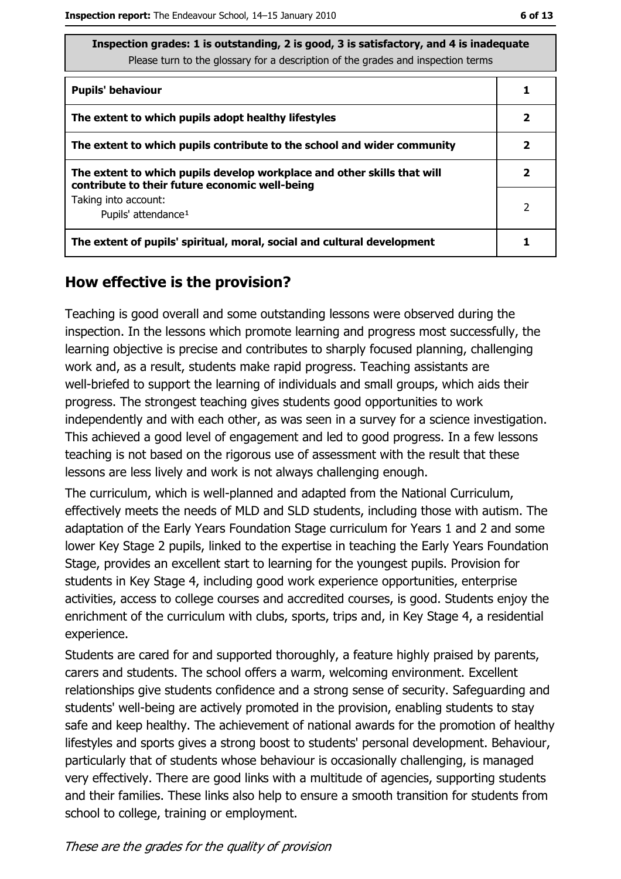**Inspection grades: 1 is outstanding, 2 is good, 3 is satisfactory, and 4 is inadequate**
Please turn to the glossary for a description of the grades and inspection terms

| | |
|---|---|
| **Pupils' behaviour** | **1** |
| **The extent to which pupils adopt healthy lifestyles** | **2** |
| **The extent to which pupils contribute to the school and wider community** | **2** |
| **The extent to which pupils develop workplace and other skills that will contribute to their future economic well-being** | **2** |
| Taking into account: Pupils' attendance[1] | 2 |
| **The extent of pupils' spiritual, moral, social and cultural development** | **1** |

## How effective is the provision?

Teaching is good overall and some outstanding lessons were observed during the inspection. In the lessons which promote learning and progress most successfully, the learning objective is precise and contributes to sharply focused planning, challenging work and, as a result, students make rapid progress. Teaching assistants are well-briefed to support the learning of individuals and small groups, which aids their progress. The strongest teaching gives students good opportunities to work independently and with each other, as was seen in a survey for a science investigation. This achieved a good level of engagement and led to good progress. In a few lessons teaching is not based on the rigorous use of assessment with the result that these lessons are less lively and work is not always challenging enough.

The curriculum, which is well-planned and adapted from the National Curriculum, effectively meets the needs of MLD and SLD students, including those with autism. The adaptation of the Early Years Foundation Stage curriculum for Years 1 and 2 and some lower Key Stage 2 pupils, linked to the expertise in teaching the Early Years Foundation Stage, provides an excellent start to learning for the youngest pupils. Provision for students in Key Stage 4, including good work experience opportunities, enterprise activities, access to college courses and accredited courses, is good. Students enjoy the enrichment of the curriculum with clubs, sports, trips and, in Key Stage 4, a residential experience.

Students are cared for and supported thoroughly, a feature highly praised by parents, carers and students. The school offers a warm, welcoming environment. Excellent relationships give students confidence and a strong sense of security. Safeguarding and students' well-being are actively promoted in the provision, enabling students to stay safe and keep healthy. The achievement of national awards for the promotion of healthy lifestyles and sports gives a strong boost to students' personal development. Behaviour, particularly that of students whose behaviour is occasionally challenging, is managed very effectively. There are good links with a multitude of agencies, supporting students and their families. These links also help to ensure a smooth transition for students from school to college, training or employment.

*These are the grades for the quality of provision*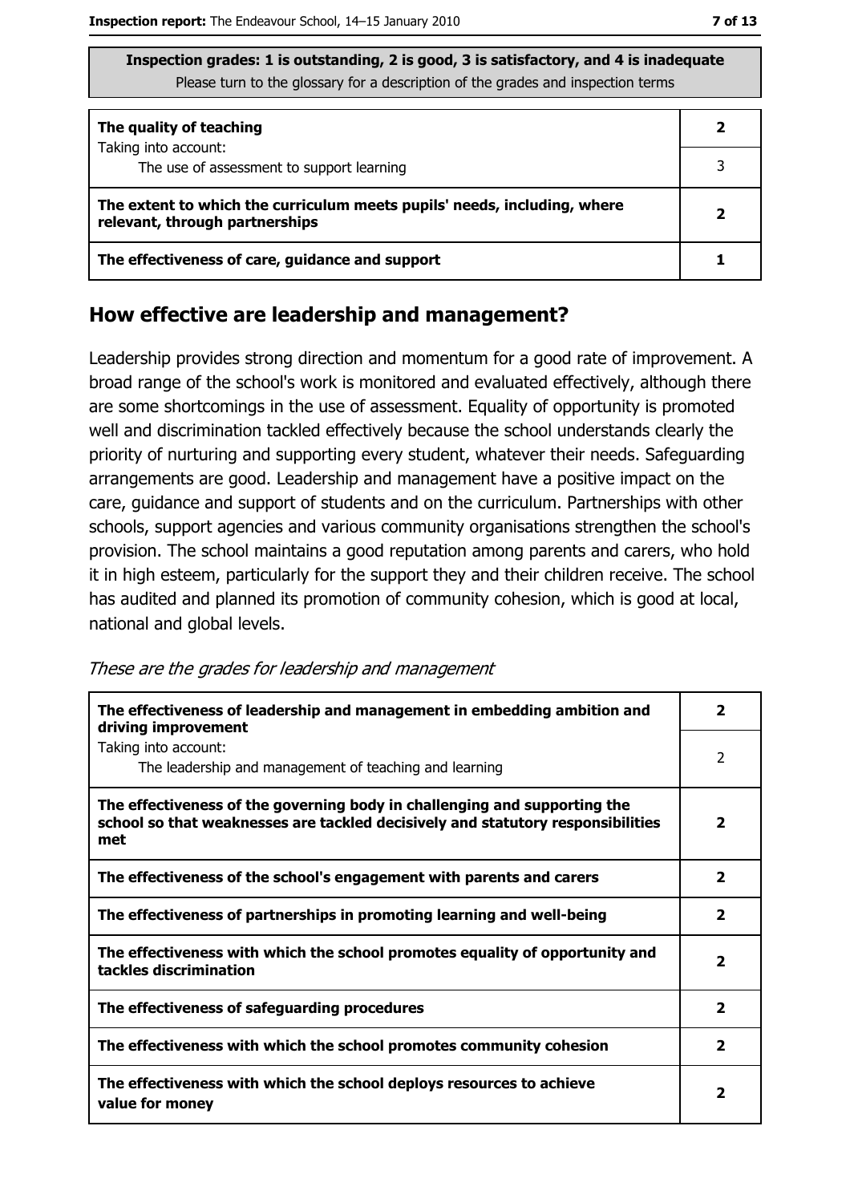**Inspection grades: 1 is outstanding, 2 is good, 3 is satisfactory, and 4 is inadequate**
Please turn to the glossary for a description of the grades and inspection terms

| | |
|---|---|
| **The quality of teaching**<br>Taking into account:<br>The use of assessment to support learning | **2**<br>3 |
| **The extent to which the curriculum meets pupils' needs, including, where relevant, through partnerships** | **2** |
| **The effectiveness of care, guidance and support** | **1** |

## How effective are leadership and management?

Leadership provides strong direction and momentum for a good rate of improvement. A broad range of the school's work is monitored and evaluated effectively, although there are some shortcomings in the use of assessment. Equality of opportunity is promoted well and discrimination tackled effectively because the school understands clearly the priority of nurturing and supporting every student, whatever their needs. Safeguarding arrangements are good. Leadership and management have a positive impact on the care, guidance and support of students and on the curriculum. Partnerships with other schools, support agencies and various community organisations strengthen the school's provision. The school maintains a good reputation among parents and carers, who hold it in high esteem, particularly for the support they and their children receive. The school has audited and planned its promotion of community cohesion, which is good at local, national and global levels.

*These are the grades for leadership and management*

| | |
|---|---|
| **The effectiveness of leadership and management in embedding ambition and driving improvement**<br>Taking into account:<br>The leadership and management of teaching and learning | **2**<br>2 |
| **The effectiveness of the governing body in challenging and supporting the school so that weaknesses are tackled decisively and statutory responsibilities met** | **2** |
| **The effectiveness of the school's engagement with parents and carers** | **2** |
| **The effectiveness of partnerships in promoting learning and well-being** | **2** |
| **The effectiveness with which the school promotes equality of opportunity and tackles discrimination** | **2** |
| **The effectiveness of safeguarding procedures** | **2** |
| **The effectiveness with which the school promotes community cohesion** | **2** |
| **The effectiveness with which the school deploys resources to achieve value for money** | **2** |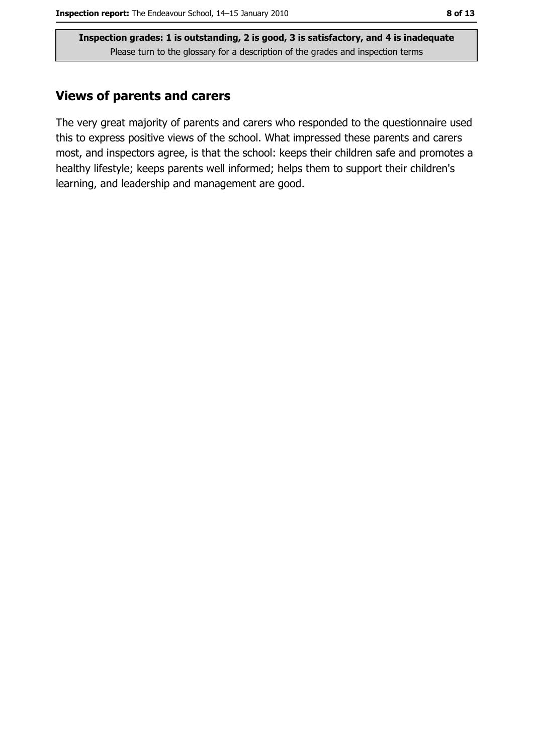**Inspection grades: 1 is outstanding, 2 is good, 3 is satisfactory, and 4 is inadequate**
Please turn to the glossary for a description of the grades and inspection terms

## Views of parents and carers

The very great majority of parents and carers who responded to the questionnaire used this to express positive views of the school. What impressed these parents and carers most, and inspectors agree, is that the school: keeps their children safe and promotes a healthy lifestyle; keeps parents well informed; helps them to support their children's learning, and leadership and management are good.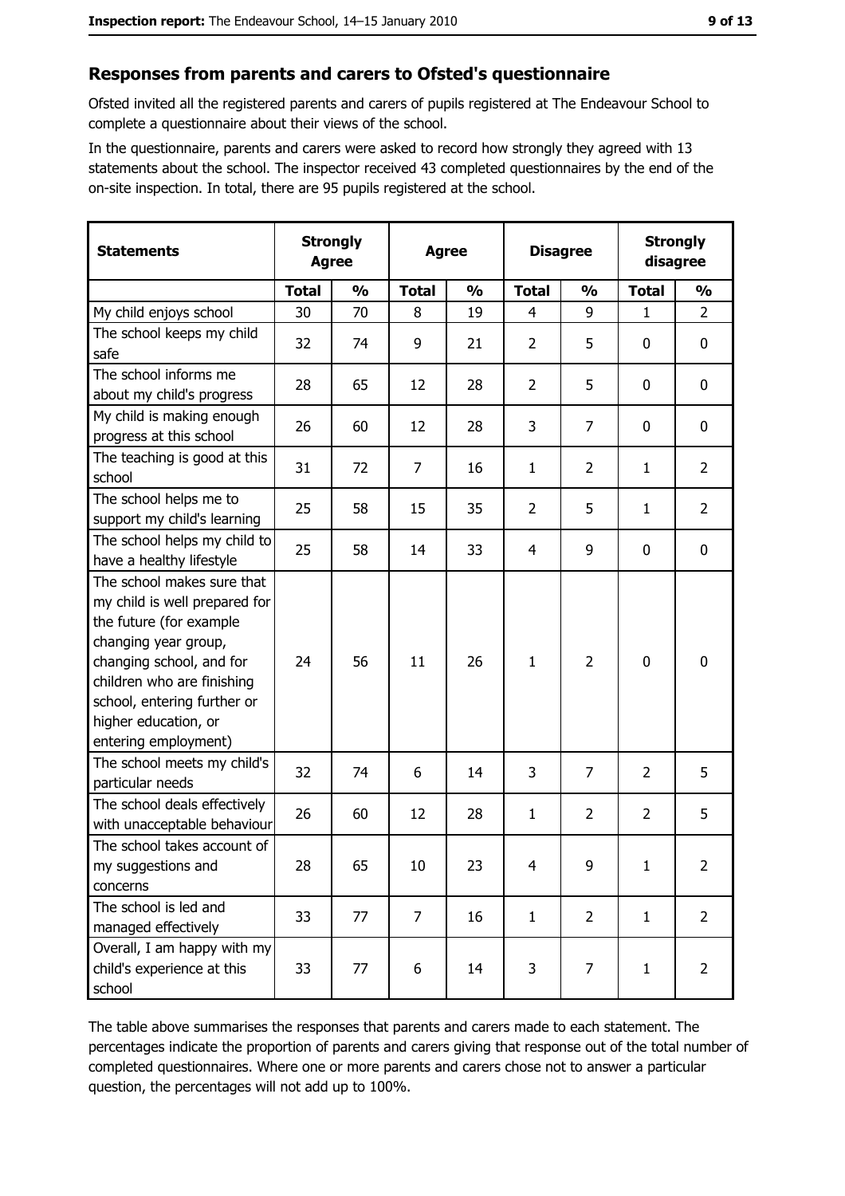## Responses from parents and carers to Ofsted's questionnaire

Ofsted invited all the registered parents and carers of pupils registered at The Endeavour School to complete a questionnaire about their views of the school.

In the questionnaire, parents and carers were asked to record how strongly they agreed with 13 statements about the school. The inspector received 43 completed questionnaires by the end of the on-site inspection. In total, there are 95 pupils registered at the school.

| Statements | Strongly Agree | | Agree | | Disagree | | Strongly disagree | |
|---|---|---|---|---|---|---|---|---|
| | Total | % | Total | % | Total | % | Total | % |
| My child enjoys school | 30 | 70 | 8 | 19 | 4 | 9 | 1 | 2 |
| The school keeps my child safe | 32 | 74 | 9 | 21 | 2 | 5 | 0 | 0 |
| The school informs me about my child's progress | 28 | 65 | 12 | 28 | 2 | 5 | 0 | 0 |
| My child is making enough progress at this school | 26 | 60 | 12 | 28 | 3 | 7 | 0 | 0 |
| The teaching is good at this school | 31 | 72 | 7 | 16 | 1 | 2 | 1 | 2 |
| The school helps me to support my child's learning | 25 | 58 | 15 | 35 | 2 | 5 | 1 | 2 |
| The school helps my child to have a healthy lifestyle | 25 | 58 | 14 | 33 | 4 | 9 | 0 | 0 |
| The school makes sure that my child is well prepared for the future (for example changing year group, changing school, and for children who are finishing school, entering further or higher education, or entering employment) | 24 | 56 | 11 | 26 | 1 | 2 | 0 | 0 |
| The school meets my child's particular needs | 32 | 74 | 6 | 14 | 3 | 7 | 2 | 5 |
| The school deals effectively with unacceptable behaviour | 26 | 60 | 12 | 28 | 1 | 2 | 2 | 5 |
| The school takes account of my suggestions and concerns | 28 | 65 | 10 | 23 | 4 | 9 | 1 | 2 |
| The school is led and managed effectively | 33 | 77 | 7 | 16 | 1 | 2 | 1 | 2 |
| Overall, I am happy with my child's experience at this school | 33 | 77 | 6 | 14 | 3 | 7 | 1 | 2 |

The table above summarises the responses that parents and carers made to each statement. The percentages indicate the proportion of parents and carers giving that response out of the total number of completed questionnaires. Where one or more parents and carers chose not to answer a particular question, the percentages will not add up to 100%.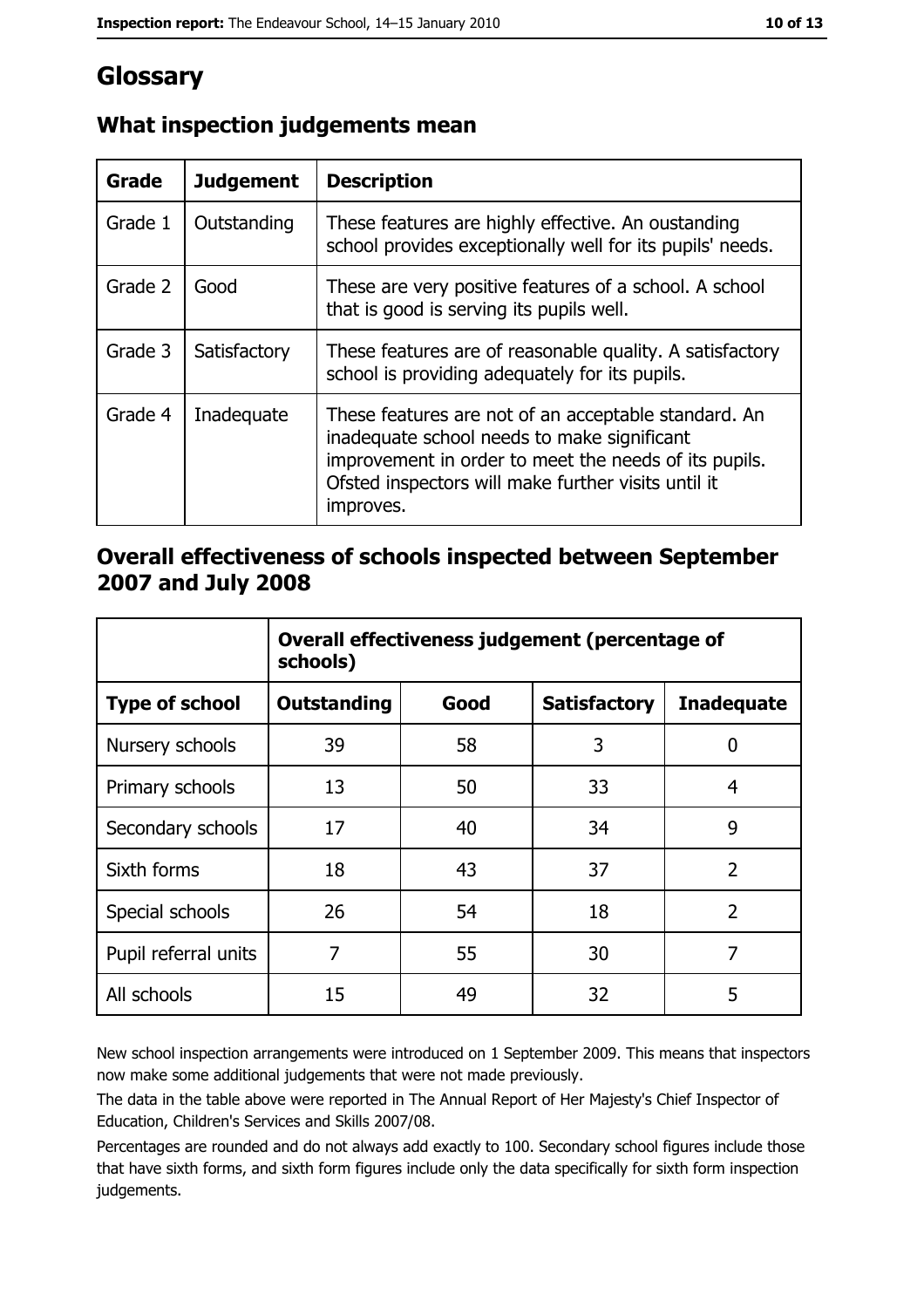# Glossary

## What inspection judgements mean

| Grade | Judgement | Description |
|---|---|---|
| Grade 1 | Outstanding | These features are highly effective. An oustanding school provides exceptionally well for its pupils' needs. |
| Grade 2 | Good | These are very positive features of a school. A school that is good is serving its pupils well. |
| Grade 3 | Satisfactory | These features are of reasonable quality. A satisfactory school is providing adequately for its pupils. |
| Grade 4 | Inadequate | These features are not of an acceptable standard. An inadequate school needs to make significant improvement in order to meet the needs of its pupils. Ofsted inspectors will make further visits until it improves. |

## Overall effectiveness of schools inspected between September 2007 and July 2008

| | Overall effectiveness judgement (percentage of schools) | | | |
|---|---|---|---|---|
| **Type of school** | **Outstanding** | **Good** | **Satisfactory** | **Inadequate** |
| Nursery schools | 39 | 58 | 3 | 0 |
| Primary schools | 13 | 50 | 33 | 4 |
| Secondary schools | 17 | 40 | 34 | 9 |
| Sixth forms | 18 | 43 | 37 | 2 |
| Special schools | 26 | 54 | 18 | 2 |
| Pupil referral units | 7 | 55 | 30 | 7 |
| All schools | 15 | 49 | 32 | 5 |

New school inspection arrangements were introduced on 1 September 2009. This means that inspectors now make some additional judgements that were not made previously.

The data in the table above were reported in The Annual Report of Her Majesty's Chief Inspector of Education, Children's Services and Skills 2007/08.

Percentages are rounded and do not always add exactly to 100. Secondary school figures include those that have sixth forms, and sixth form figures include only the data specifically for sixth form inspection judgements.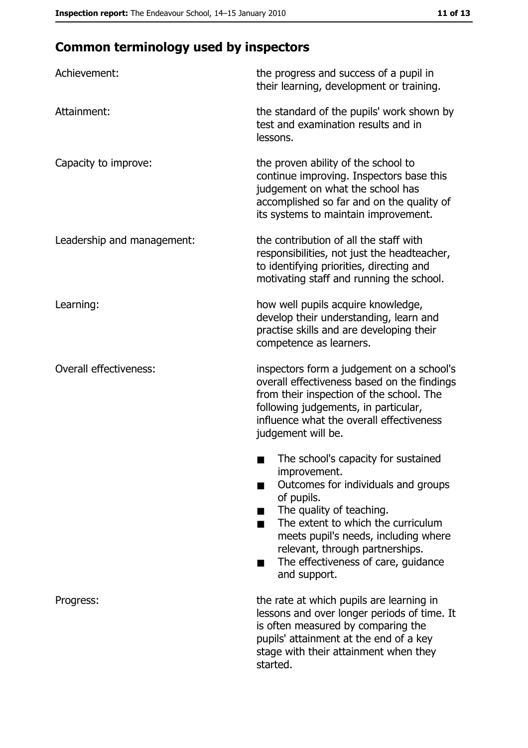## Common terminology used by inspectors

| | |
|---|---|
| Achievement: | the progress and success of a pupil in their learning, development or training. |
| Attainment: | the standard of the pupils' work shown by test and examination results and in lessons. |
| Capacity to improve: | the proven ability of the school to continue improving. Inspectors base this judgement on what the school has accomplished so far and on the quality of its systems to maintain improvement. |
| Leadership and management: | the contribution of all the staff with responsibilities, not just the headteacher, to identifying priorities, directing and motivating staff and running the school. |
| Learning: | how well pupils acquire knowledge, develop their understanding, learn and practise skills and are developing their competence as learners. |
| Overall effectiveness: | inspectors form a judgement on a school's overall effectiveness based on the findings from their inspection of the school. The following judgements, in particular, influence what the overall effectiveness judgement will be.<br>■ The school's capacity for sustained improvement.<br>■ Outcomes for individuals and groups of pupils.<br>■ The quality of teaching.<br>■ The extent to which the curriculum meets pupil's needs, including where relevant, through partnerships.<br>■ The effectiveness of care, guidance and support. |
| Progress: | the rate at which pupils are learning in lessons and over longer periods of time. It is often measured by comparing the pupils' attainment at the end of a key stage with their attainment when they started. |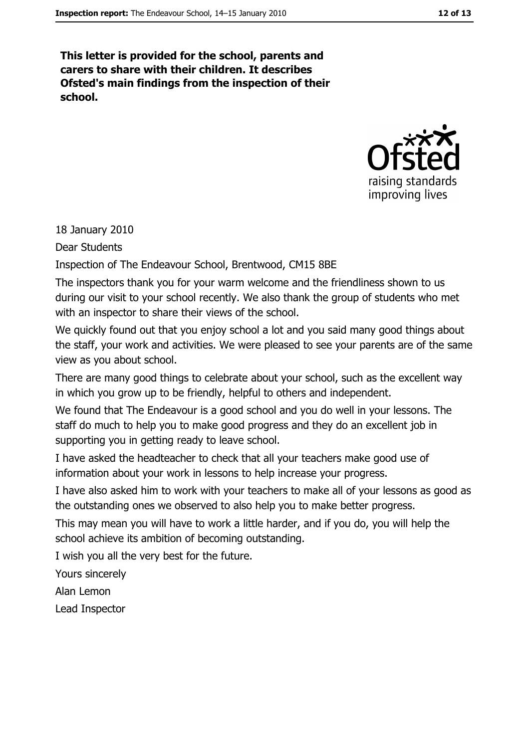**This letter is provided for the school, parents and carers to share with their children. It describes Ofsted's main findings from the inspection of their school.**

18 January 2010

Dear Students

Inspection of The Endeavour School, Brentwood, CM15 8BE

The inspectors thank you for your warm welcome and the friendliness shown to us during our visit to your school recently. We also thank the group of students who met with an inspector to share their views of the school.

We quickly found out that you enjoy school a lot and you said many good things about the staff, your work and activities. We were pleased to see your parents are of the same view as you about school.

There are many good things to celebrate about your school, such as the excellent way in which you grow up to be friendly, helpful to others and independent.

We found that The Endeavour is a good school and you do well in your lessons. The staff do much to help you to make good progress and they do an excellent job in supporting you in getting ready to leave school.

I have asked the headteacher to check that all your teachers make good use of information about your work in lessons to help increase your progress.

I have also asked him to work with your teachers to make all of your lessons as good as the outstanding ones we observed to also help you to make better progress.

This may mean you will have to work a little harder, and if you do, you will help the school achieve its ambition of becoming outstanding.

I wish you all the very best for the future.

Yours sincerely

Alan Lemon

Lead Inspector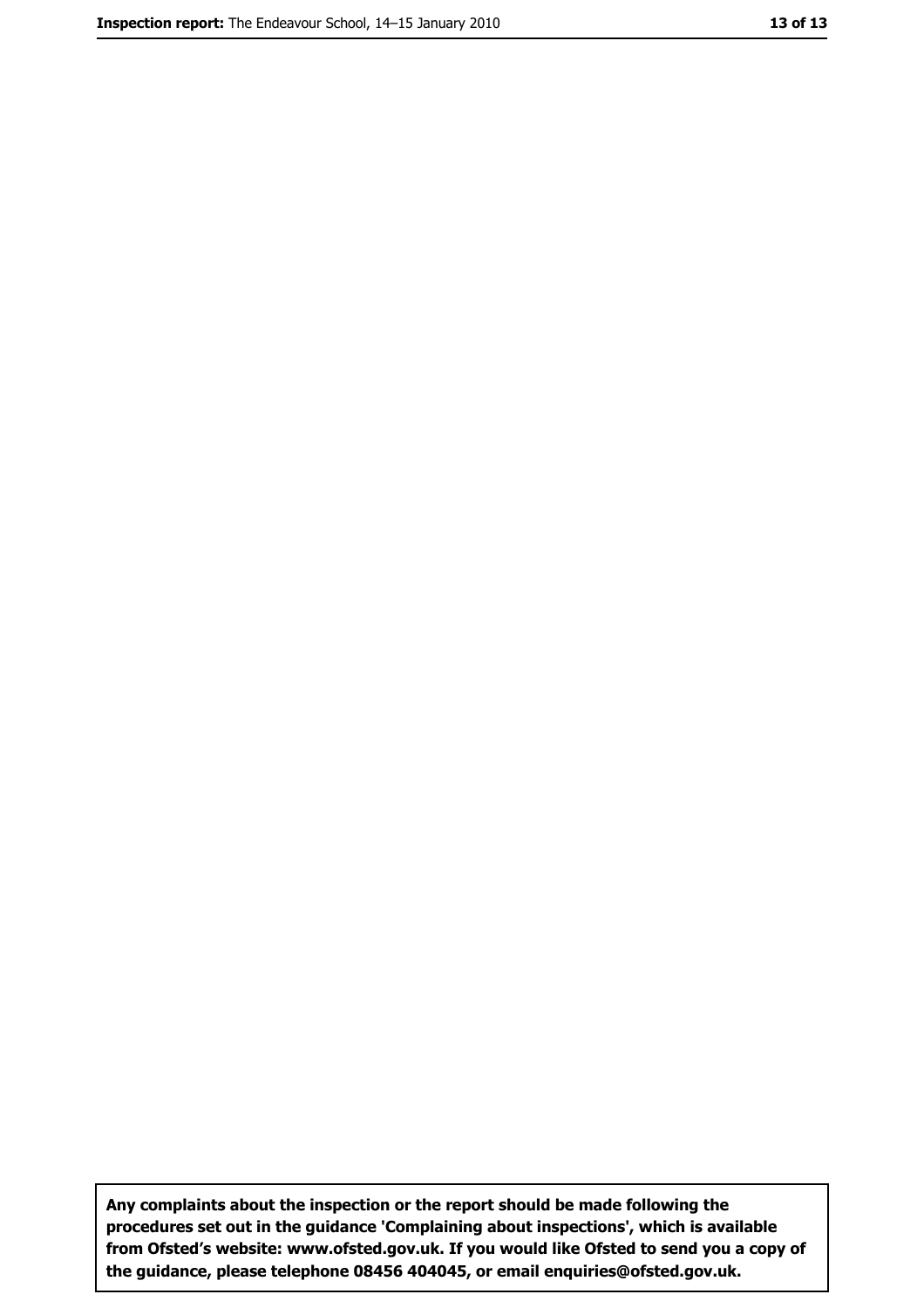**Any complaints about the inspection or the report should be made following the procedures set out in the guidance 'Complaining about inspections', which is available from Ofsted's website: www.ofsted.gov.uk. If you would like Ofsted to send you a copy of the guidance, please telephone 08456 404045, or email enquiries@ofsted.gov.uk.**